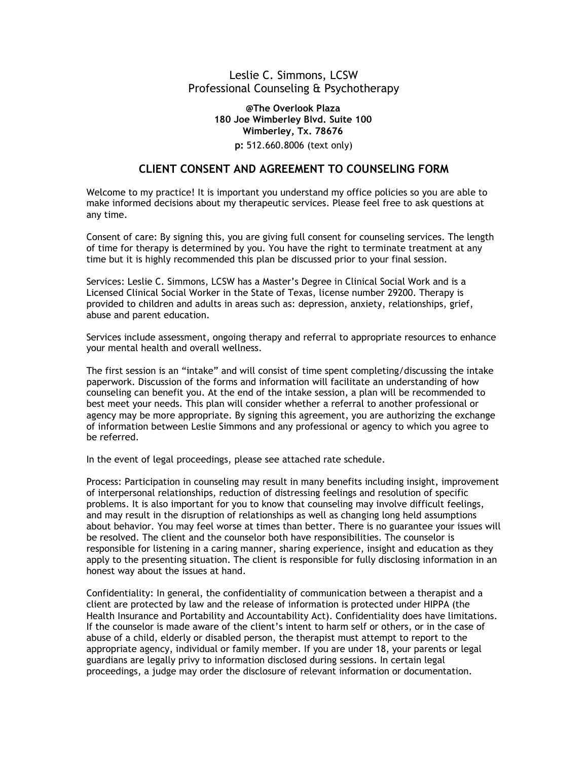Leslie C. Simmons, LCSW
Professional Counseling & Psychotherapy

**@The Overlook Plaza**
**180 Joe Wimberley Blvd. Suite 100**
**Wimberley, Tx. 78676**
**p:** 512.660.8006 (text only)

## CLIENT CONSENT AND AGREEMENT TO COUNSELING FORM

Welcome to my practice! It is important you understand my office policies so you are able to make informed decisions about my therapeutic services. Please feel free to ask questions at any time.

Consent of care: By signing this, you are giving full consent for counseling services. The length of time for therapy is determined by you. You have the right to terminate treatment at any time but it is highly recommended this plan be discussed prior to your final session.

Services: Leslie C. Simmons, LCSW has a Master's Degree in Clinical Social Work and is a Licensed Clinical Social Worker in the State of Texas, license number 29200. Therapy is provided to children and adults in areas such as: depression, anxiety, relationships, grief, abuse and parent education.

Services include assessment, ongoing therapy and referral to appropriate resources to enhance your mental health and overall wellness.

The first session is an "intake" and will consist of time spent completing/discussing the intake paperwork. Discussion of the forms and information will facilitate an understanding of how counseling can benefit you. At the end of the intake session, a plan will be recommended to best meet your needs. This plan will consider whether a referral to another professional or agency may be more appropriate. By signing this agreement, you are authorizing the exchange of information between Leslie Simmons and any professional or agency to which you agree to be referred.

In the event of legal proceedings, please see attached rate schedule.

Process: Participation in counseling may result in many benefits including insight, improvement of interpersonal relationships, reduction of distressing feelings and resolution of specific problems. It is also important for you to know that counseling may involve difficult feelings, and may result in the disruption of relationships as well as changing long held assumptions about behavior. You may feel worse at times than better. There is no guarantee your issues will be resolved. The client and the counselor both have responsibilities. The counselor is responsible for listening in a caring manner, sharing experience, insight and education as they apply to the presenting situation. The client is responsible for fully disclosing information in an honest way about the issues at hand.

Confidentiality: In general, the confidentiality of communication between a therapist and a client are protected by law and the release of information is protected under HIPPA (the Health Insurance and Portability and Accountability Act). Confidentiality does have limitations. If the counselor is made aware of the client's intent to harm self or others, or in the case of abuse of a child, elderly or disabled person, the therapist must attempt to report to the appropriate agency, individual or family member. If you are under 18, your parents or legal guardians are legally privy to information disclosed during sessions. In certain legal proceedings, a judge may order the disclosure of relevant information or documentation.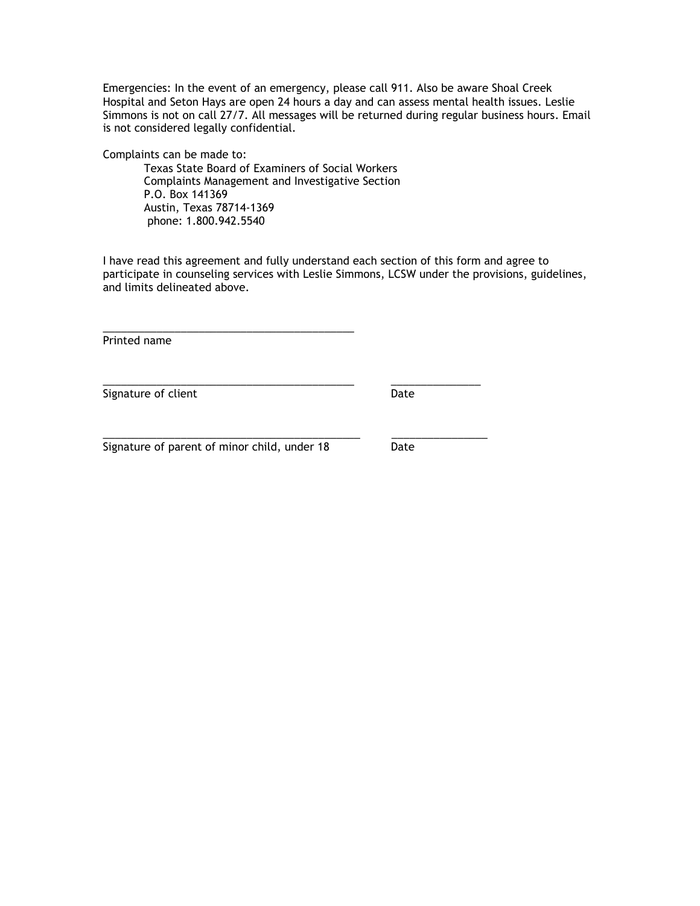Emergencies: In the event of an emergency, please call 911. Also be aware Shoal Creek Hospital and Seton Hays are open 24 hours a day and can assess mental health issues. Leslie Simmons is not on call 27/7. All messages will be returned during regular business hours. Email is not considered legally confidential.

Complaints can be made to:

Texas State Board of Examiners of Social Workers
Complaints Management and Investigative Section
P.O. Box 141369
Austin, Texas 78714-1369
phone: 1.800.942.5540

I have read this agreement and fully understand each section of this form and agree to participate in counseling services with Leslie Simmons, LCSW under the provisions, guidelines, and limits delineated above.

___________________________________________
Printed name

___________________________________________ _______________
Signature of client Date

____________________________________________ ________________
Signature of parent of minor child, under 18 Date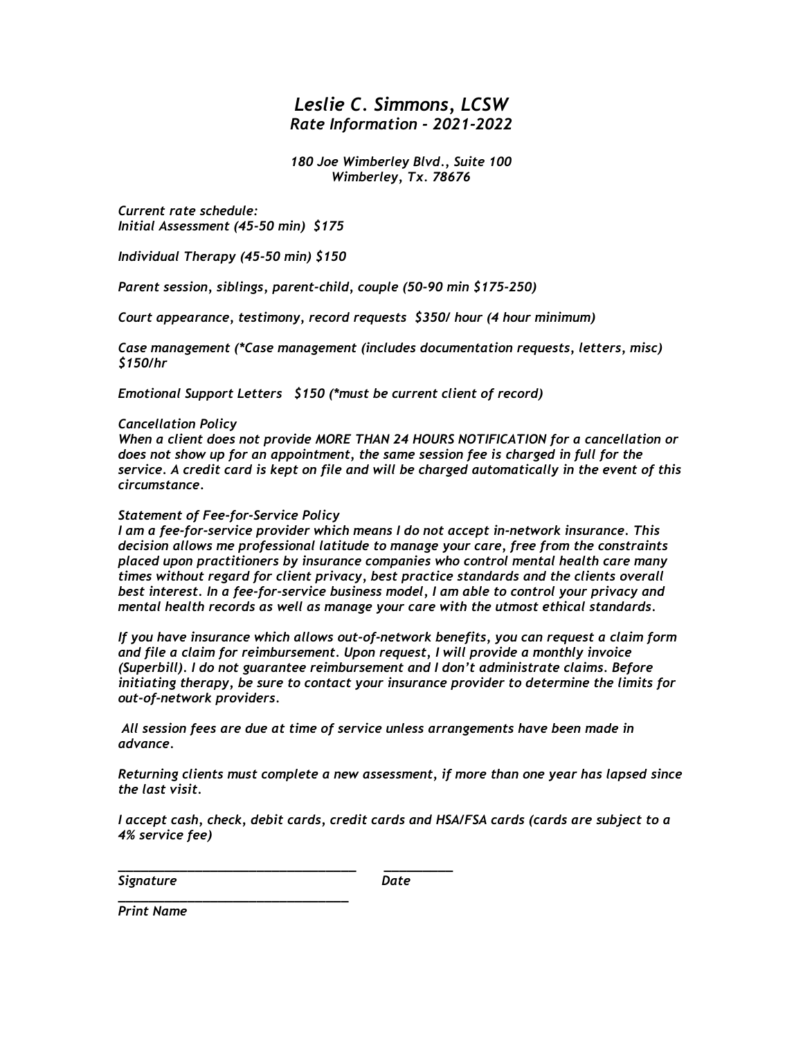# *Leslie C. Simmons, LCSW*
## *Rate Information - 2021-2022*

*180 Joe Wimberley Blvd., Suite 100*
*Wimberley, Tx. 78676*

*Current rate schedule:*
*Initial Assessment (45-50 min) $175*

*Individual Therapy (45-50 min) $150*

*Parent session, siblings, parent-child, couple (50-90 min $175-250)*

*Court appearance, testimony, record requests $350/ hour (4 hour minimum)*

*Case management (*Case management (includes documentation requests, letters, misc) $150/hr*

*Emotional Support Letters $150 (*must be current client of record)*

*Cancellation Policy*
*When a client does not provide MORE THAN 24 HOURS NOTIFICATION for a cancellation or does not show up for an appointment, the same session fee is charged in full for the service. A credit card is kept on file and will be charged automatically in the event of this circumstance.*

*Statement of Fee-for-Service Policy*
*I am a fee-for-service provider which means I do not accept in-network insurance. This decision allows me professional latitude to manage your care, free from the constraints placed upon practitioners by insurance companies who control mental health care many times without regard for client privacy, best practice standards and the clients overall best interest. In a fee-for-service business model, I am able to control your privacy and mental health records as well as manage your care with the utmost ethical standards.*

*If you have insurance which allows out-of-network benefits, you can request a claim form and file a claim for reimbursement. Upon request, I will provide a monthly invoice (Superbill). I do not guarantee reimbursement and I don't administrate claims. Before initiating therapy, be sure to contact your insurance provider to determine the limits for out-of-network providers.*

*All session fees are due at time of service unless arrangements have been made in advance.*

*Returning clients must complete a new assessment, if more than one year has lapsed since the last visit.*

*I accept cash, check, debit cards, credit cards and HSA/FSA cards (cards are subject to a 4% service fee)*

___________________________________ __________
*Signature* *Date*

_________________________________
*Print Name*